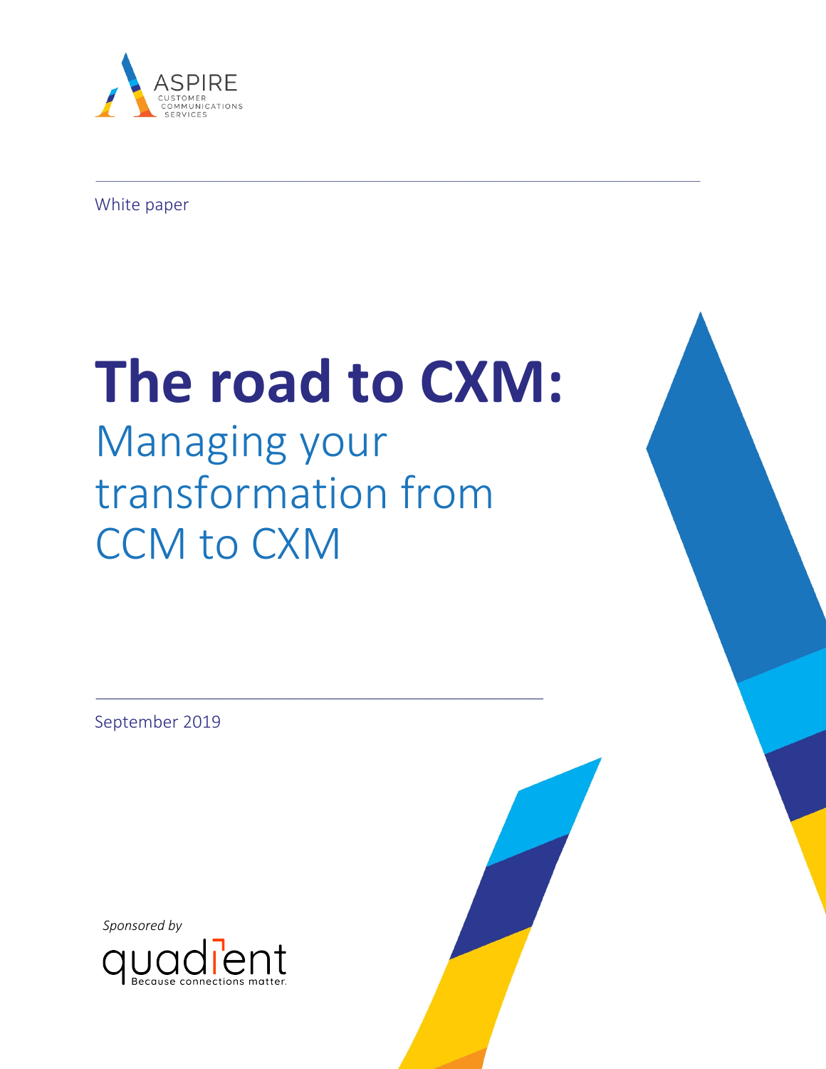ASPIRE CUSTOMER COMMUNICATIONS SERVICES

White paper

# The road to CXM:

## Managing your transformation from CCM to CXM

September 2019

*Sponsored by*

quadient
Because connections matter.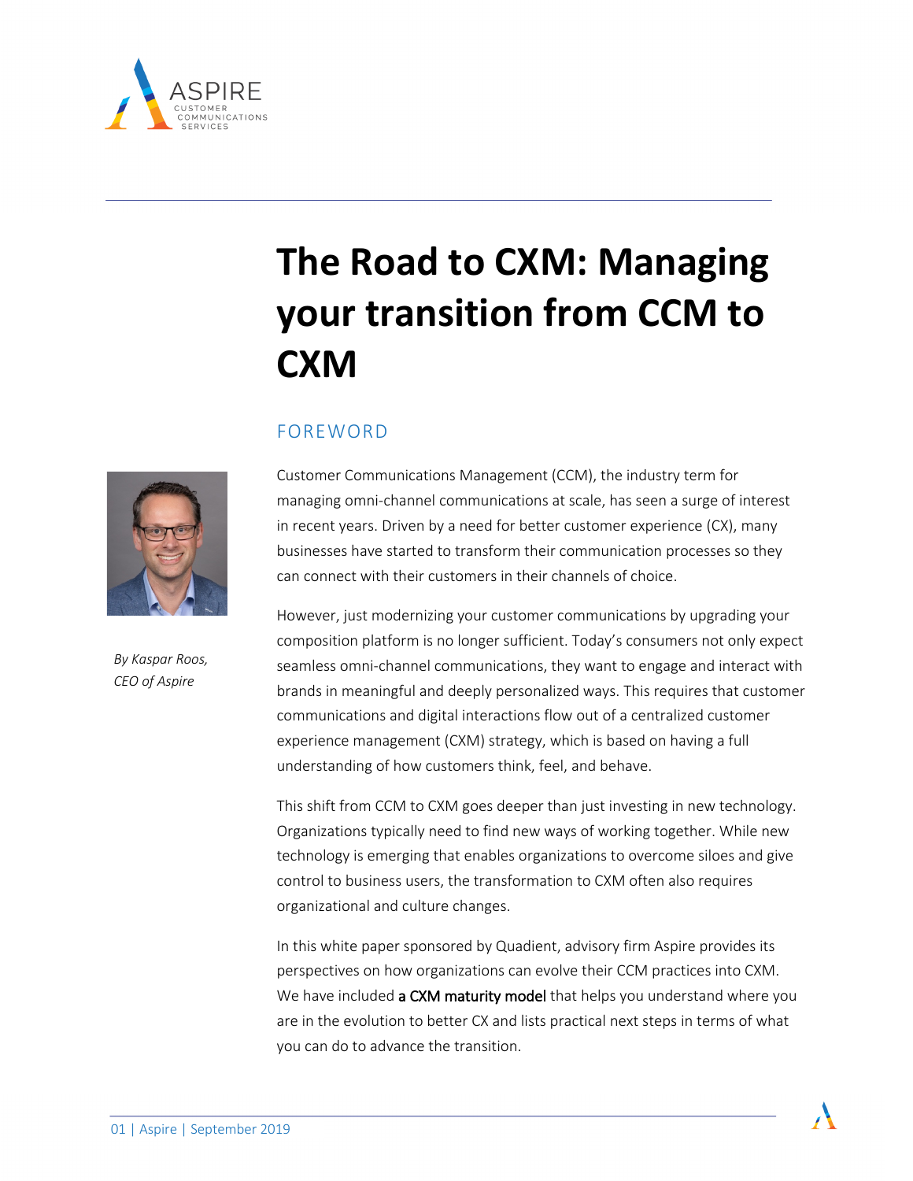# The Road to CXM: Managing your transition from CCM to CXM

## FOREWORD

*By Kaspar Roos, CEO of Aspire*

Customer Communications Management (CCM), the industry term for managing omni-channel communications at scale, has seen a surge of interest in recent years. Driven by a need for better customer experience (CX), many businesses have started to transform their communication processes so they can connect with their customers in their channels of choice.

However, just modernizing your customer communications by upgrading your composition platform is no longer sufficient. Today's consumers not only expect seamless omni-channel communications, they want to engage and interact with brands in meaningful and deeply personalized ways. This requires that customer communications and digital interactions flow out of a centralized customer experience management (CXM) strategy, which is based on having a full understanding of how customers think, feel, and behave.

This shift from CCM to CXM goes deeper than just investing in new technology. Organizations typically need to find new ways of working together. While new technology is emerging that enables organizations to overcome siloes and give control to business users, the transformation to CXM often also requires organizational and culture changes.

In this white paper sponsored by Quadient, advisory firm Aspire provides its perspectives on how organizations can evolve their CCM practices into CXM. We have included **a CXM maturity model** that helps you understand where you are in the evolution to better CX and lists practical next steps in terms of what you can do to advance the transition.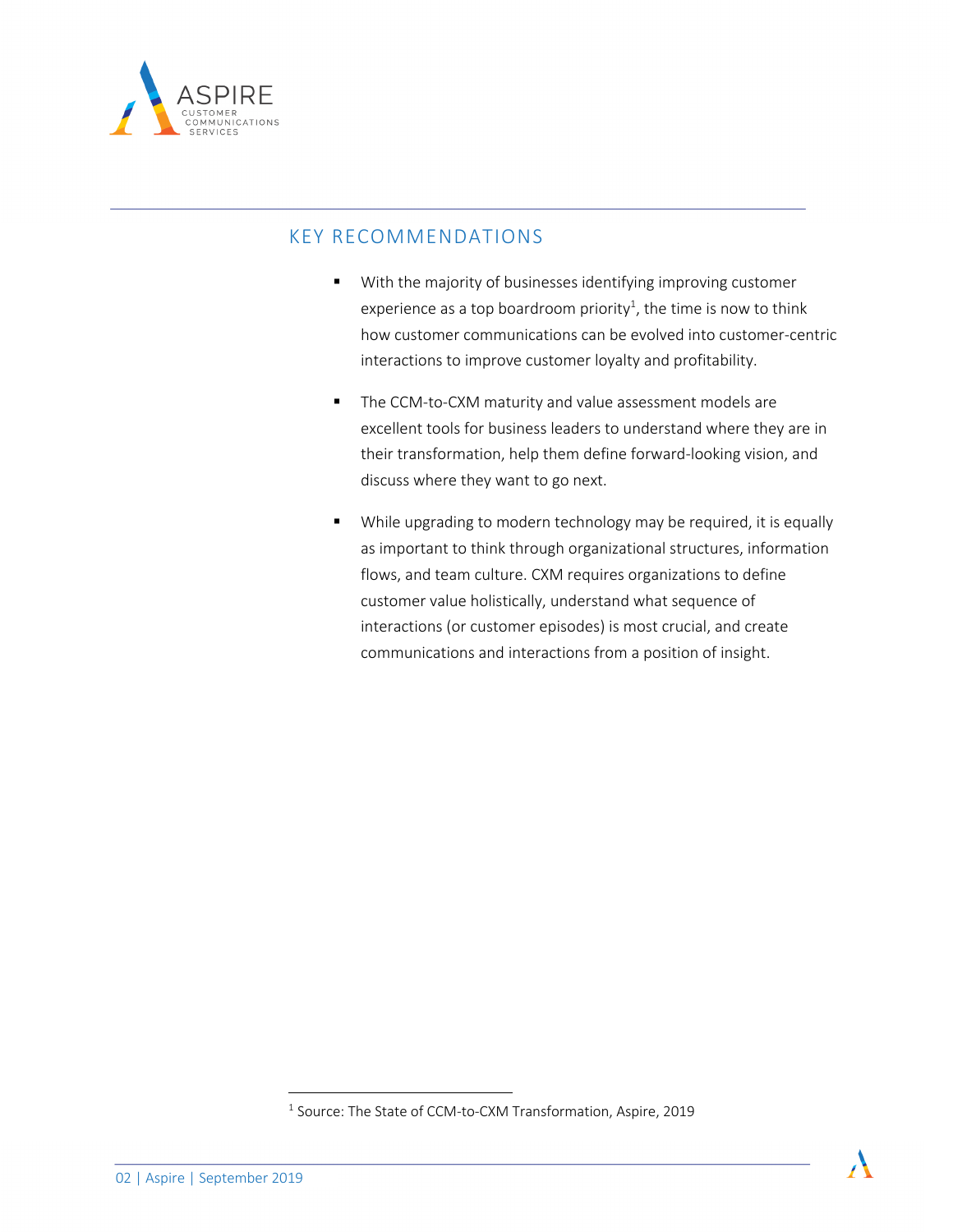## KEY RECOMMENDATIONS

- With the majority of businesses identifying improving customer experience as a top boardroom priority[1], the time is now to think how customer communications can be evolved into customer-centric interactions to improve customer loyalty and profitability.
- The CCM-to-CXM maturity and value assessment models are excellent tools for business leaders to understand where they are in their transformation, help them define forward-looking vision, and discuss where they want to go next.
- While upgrading to modern technology may be required, it is equally as important to think through organizational structures, information flows, and team culture. CXM requires organizations to define customer value holistically, understand what sequence of interactions (or customer episodes) is most crucial, and create communications and interactions from a position of insight.

---

[1] Source: The State of CCM-to-CXM Transformation, Aspire, 2019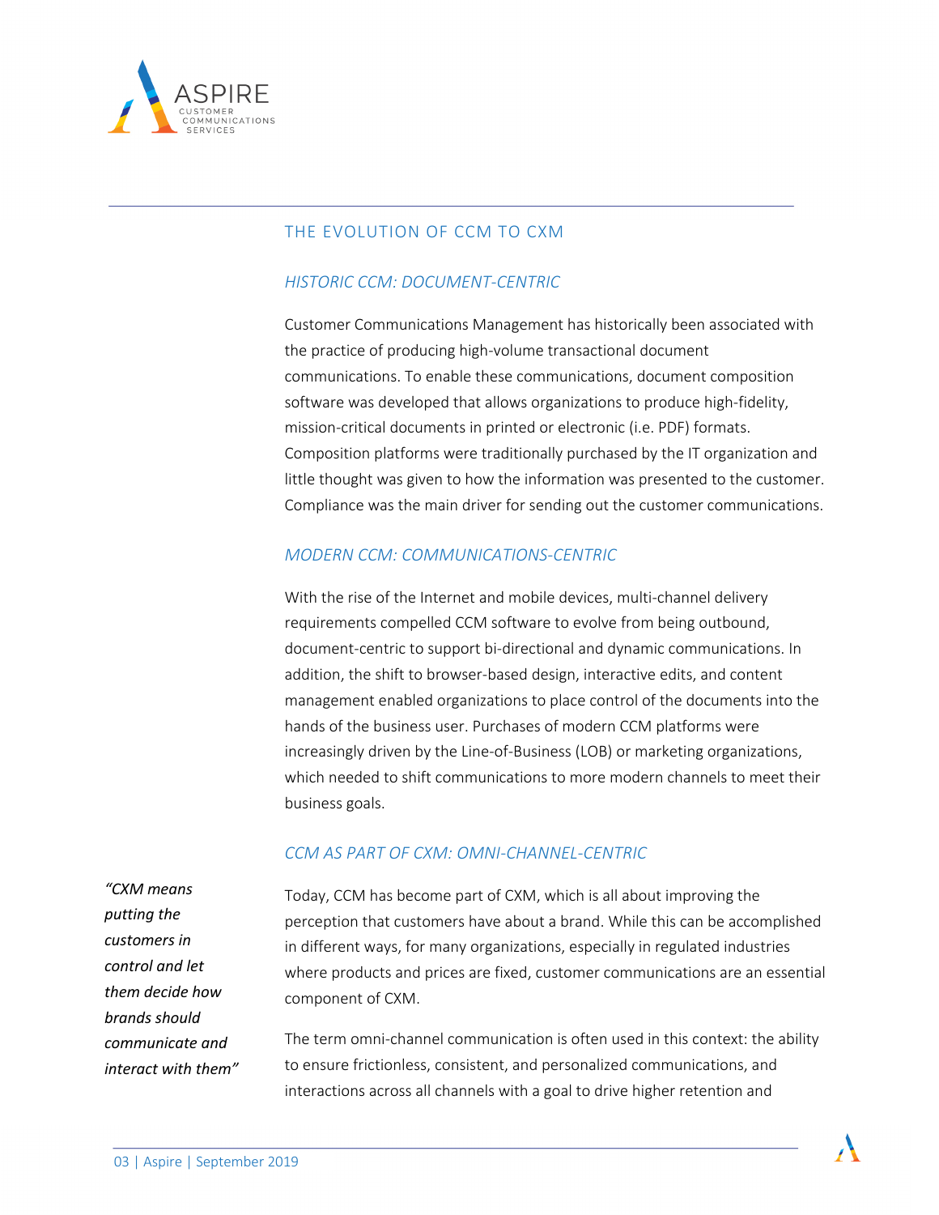## THE EVOLUTION OF CCM TO CXM

### *HISTORIC CCM: DOCUMENT-CENTRIC*

Customer Communications Management has historically been associated with the practice of producing high-volume transactional document communications. To enable these communications, document composition software was developed that allows organizations to produce high-fidelity, mission-critical documents in printed or electronic (i.e. PDF) formats. Composition platforms were traditionally purchased by the IT organization and little thought was given to how the information was presented to the customer. Compliance was the main driver for sending out the customer communications.

### *MODERN CCM: COMMUNICATIONS-CENTRIC*

With the rise of the Internet and mobile devices, multi-channel delivery requirements compelled CCM software to evolve from being outbound, document-centric to support bi-directional and dynamic communications. In addition, the shift to browser-based design, interactive edits, and content management enabled organizations to place control of the documents into the hands of the business user. Purchases of modern CCM platforms were increasingly driven by the Line-of-Business (LOB) or marketing organizations, which needed to shift communications to more modern channels to meet their business goals.

### *CCM AS PART OF CXM: OMNI-CHANNEL-CENTRIC*

*"CXM means putting the customers in control and let them decide how brands should communicate and interact with them"*

Today, CCM has become part of CXM, which is all about improving the perception that customers have about a brand. While this can be accomplished in different ways, for many organizations, especially in regulated industries where products and prices are fixed, customer communications are an essential component of CXM.

The term omni-channel communication is often used in this context: the ability to ensure frictionless, consistent, and personalized communications, and interactions across all channels with a goal to drive higher retention and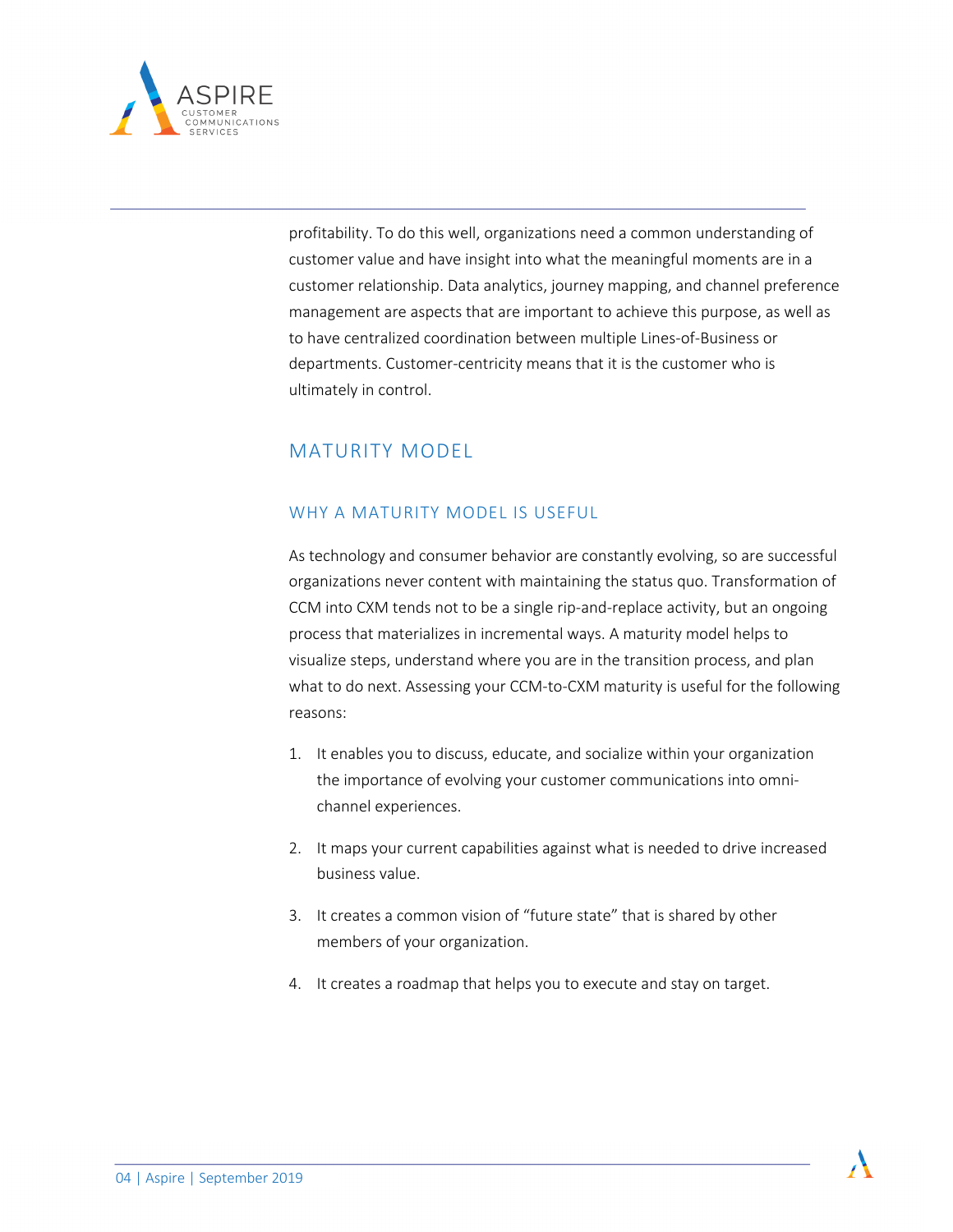profitability. To do this well, organizations need a common understanding of customer value and have insight into what the meaningful moments are in a customer relationship. Data analytics, journey mapping, and channel preference management are aspects that are important to achieve this purpose, as well as to have centralized coordination between multiple Lines-of-Business or departments. Customer-centricity means that it is the customer who is ultimately in control.

## MATURITY MODEL

### WHY A MATURITY MODEL IS USEFUL

As technology and consumer behavior are constantly evolving, so are successful organizations never content with maintaining the status quo. Transformation of CCM into CXM tends not to be a single rip-and-replace activity, but an ongoing process that materializes in incremental ways. A maturity model helps to visualize steps, understand where you are in the transition process, and plan what to do next. Assessing your CCM-to-CXM maturity is useful for the following reasons:

1. It enables you to discuss, educate, and socialize within your organization the importance of evolving your customer communications into omni-channel experiences.
2. It maps your current capabilities against what is needed to drive increased business value.
3. It creates a common vision of "future state" that is shared by other members of your organization.
4. It creates a roadmap that helps you to execute and stay on target.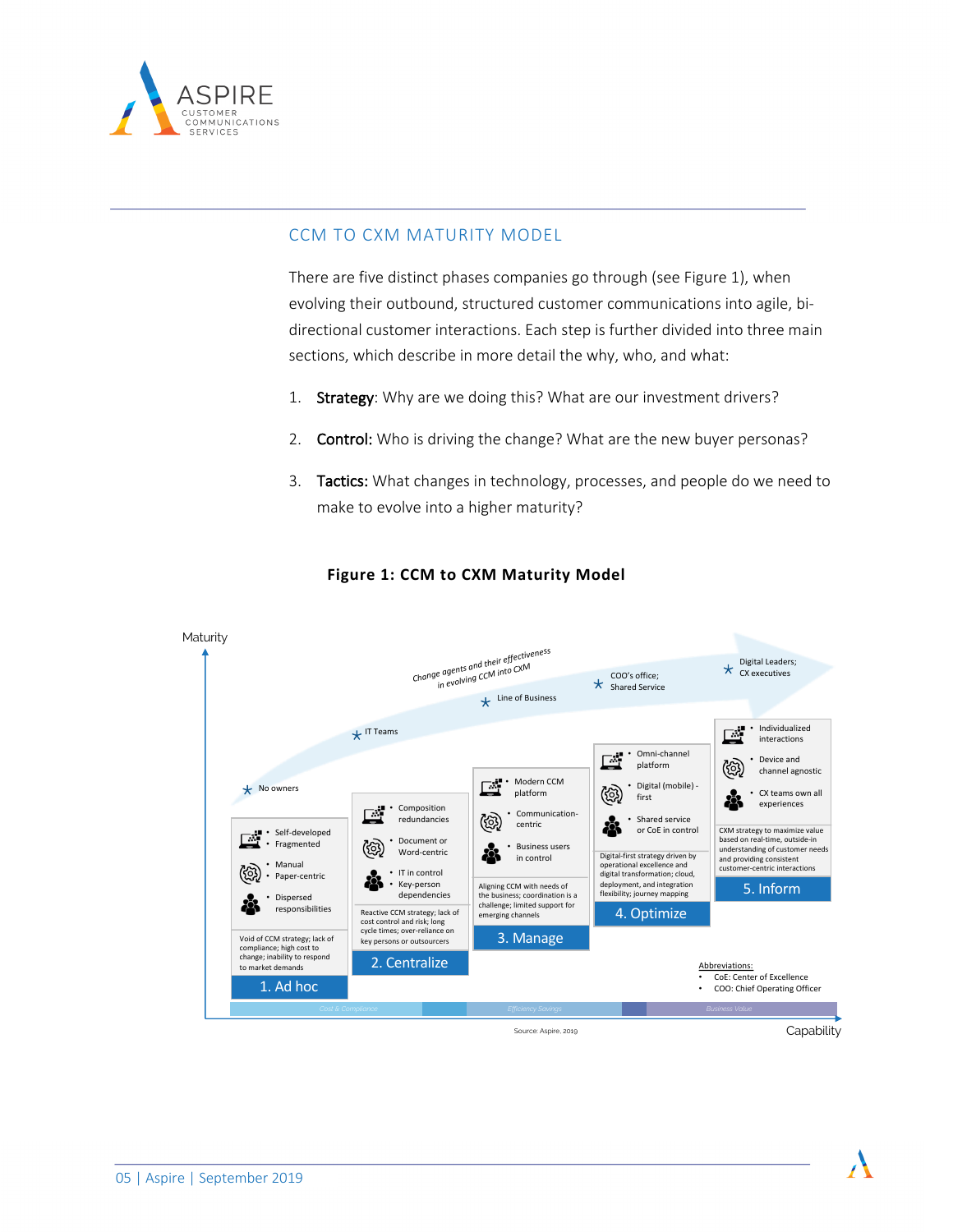## CCM TO CXM MATURITY MODEL

There are five distinct phases companies go through (see Figure 1), when evolving their outbound, structured customer communications into agile, bi-directional customer interactions. Each step is further divided into three main sections, which describe in more detail the why, who, and what:

1. **Strategy**: Why are we doing this? What are our investment drivers?
2. **Control:** Who is driving the change? What are the new buyer personas?
3. **Tactics:** What changes in technology, processes, and people do we need to make to evolve into a higher maturity?

**Figure 1: CCM to CXM Maturity Model**

Maturity

Change agents and their effectiveness in evolving CCM into CXM

- No owners
- IT Teams
- Line of Business
- COO's office; Shared Service
- Digital Leaders; CX executives

**1. Ad hoc**
- Self-developed
- Fragmented
- Manual
- Paper-centric
- Dispersed responsibilities

Void of CCM strategy; lack of compliance; high cost to change; inability to respond to market demands

**2. Centralize**
- Composition redundancies
- Document or Word-centric
- IT in control
- Key-person dependencies

Reactive CCM strategy; lack of cost control and risk; long cycle times; over-reliance on key persons or outsourcers

**3. Manage**
- Modern CCM platform
- Communication-centric
- Business users in control

Aligning CCM with needs of the business; coordination is a challenge; limited support for emerging channels

**4. Optimize**
- Omni-channel platform
- Digital (mobile)-first
- Shared service or CoE in control

Digital-first strategy driven by operational excellence and digital transformation; cloud, deployment, and integration flexibility; journey mapping

**5. Inform**
- Individualized interactions
- Device and channel agnostic
- CX teams own all experiences

CXM strategy to maximize value based on real-time, outside-in understanding of customer needs and providing consistent customer-centric interactions

Cost & Compliance | Efficiency Savings | Business Value

Capability

Source: Aspire, 2019

Abbreviations:
- CoE: Center of Excellence
- COO: Chief Operating Officer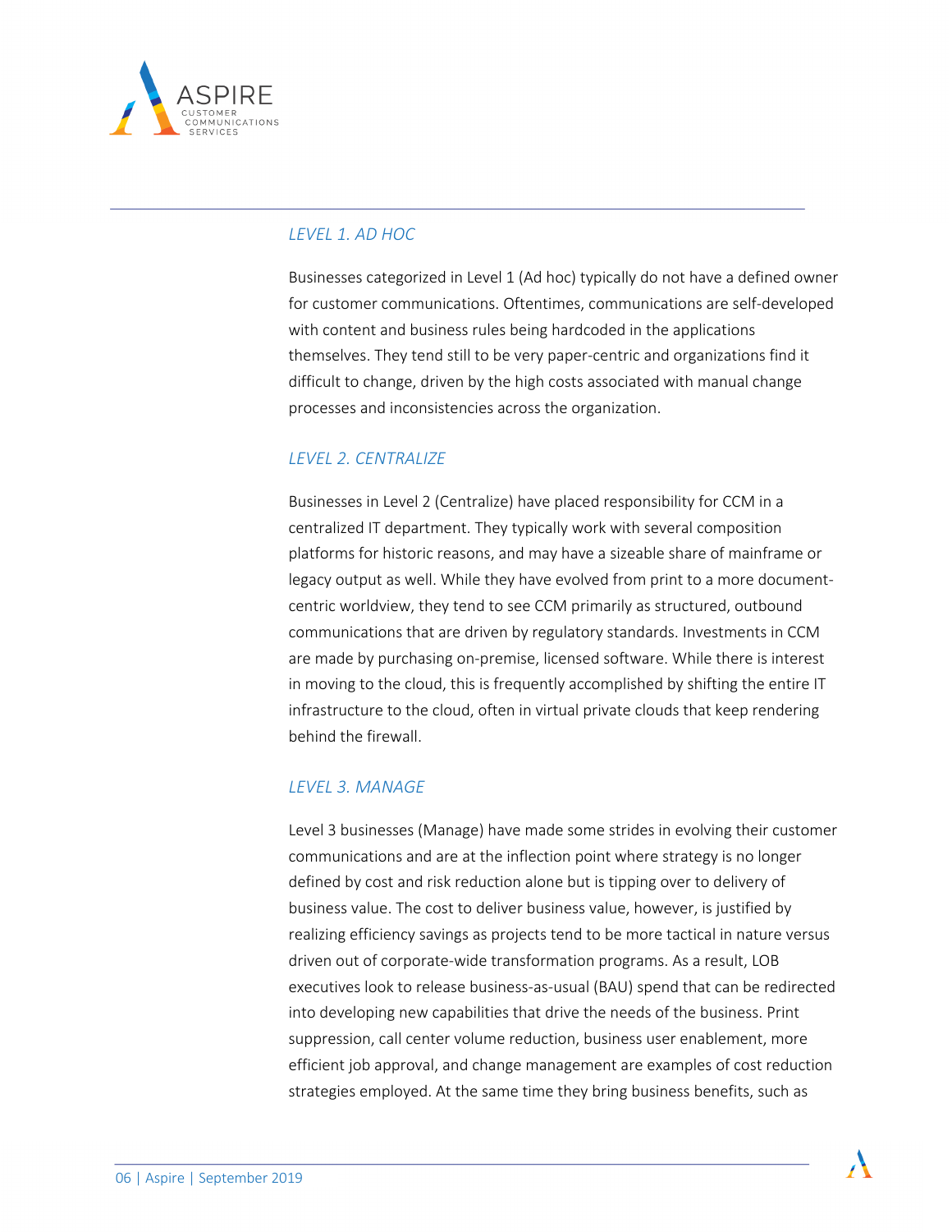### *LEVEL 1. AD HOC*

Businesses categorized in Level 1 (Ad hoc) typically do not have a defined owner for customer communications. Oftentimes, communications are self-developed with content and business rules being hardcoded in the applications themselves. They tend still to be very paper-centric and organizations find it difficult to change, driven by the high costs associated with manual change processes and inconsistencies across the organization.

### *LEVEL 2. CENTRALIZE*

Businesses in Level 2 (Centralize) have placed responsibility for CCM in a centralized IT department. They typically work with several composition platforms for historic reasons, and may have a sizeable share of mainframe or legacy output as well. While they have evolved from print to a more document-centric worldview, they tend to see CCM primarily as structured, outbound communications that are driven by regulatory standards. Investments in CCM are made by purchasing on-premise, licensed software. While there is interest in moving to the cloud, this is frequently accomplished by shifting the entire IT infrastructure to the cloud, often in virtual private clouds that keep rendering behind the firewall.

### *LEVEL 3. MANAGE*

Level 3 businesses (Manage) have made some strides in evolving their customer communications and are at the inflection point where strategy is no longer defined by cost and risk reduction alone but is tipping over to delivery of business value. The cost to deliver business value, however, is justified by realizing efficiency savings as projects tend to be more tactical in nature versus driven out of corporate-wide transformation programs. As a result, LOB executives look to release business-as-usual (BAU) spend that can be redirected into developing new capabilities that drive the needs of the business. Print suppression, call center volume reduction, business user enablement, more efficient job approval, and change management are examples of cost reduction strategies employed. At the same time they bring business benefits, such as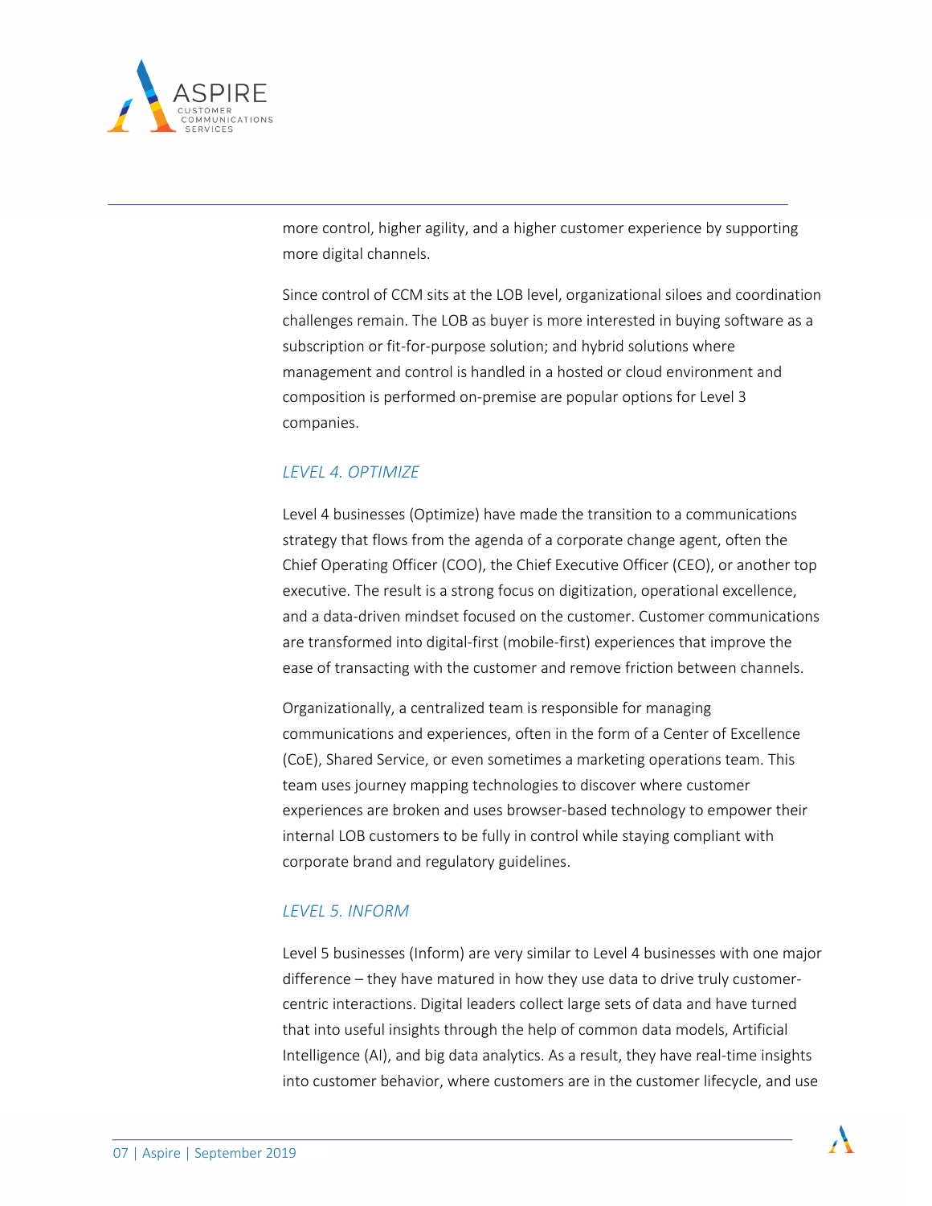more control, higher agility, and a higher customer experience by supporting more digital channels.

Since control of CCM sits at the LOB level, organizational siloes and coordination challenges remain. The LOB as buyer is more interested in buying software as a subscription or fit-for-purpose solution; and hybrid solutions where management and control is handled in a hosted or cloud environment and composition is performed on-premise are popular options for Level 3 companies.

### *LEVEL 4. OPTIMIZE*

Level 4 businesses (Optimize) have made the transition to a communications strategy that flows from the agenda of a corporate change agent, often the Chief Operating Officer (COO), the Chief Executive Officer (CEO), or another top executive. The result is a strong focus on digitization, operational excellence, and a data-driven mindset focused on the customer. Customer communications are transformed into digital-first (mobile-first) experiences that improve the ease of transacting with the customer and remove friction between channels.

Organizationally, a centralized team is responsible for managing communications and experiences, often in the form of a Center of Excellence (CoE), Shared Service, or even sometimes a marketing operations team. This team uses journey mapping technologies to discover where customer experiences are broken and uses browser-based technology to empower their internal LOB customers to be fully in control while staying compliant with corporate brand and regulatory guidelines.

### *LEVEL 5. INFORM*

Level 5 businesses (Inform) are very similar to Level 4 businesses with one major difference – they have matured in how they use data to drive truly customer-centric interactions. Digital leaders collect large sets of data and have turned that into useful insights through the help of common data models, Artificial Intelligence (AI), and big data analytics. As a result, they have real-time insights into customer behavior, where customers are in the customer lifecycle, and use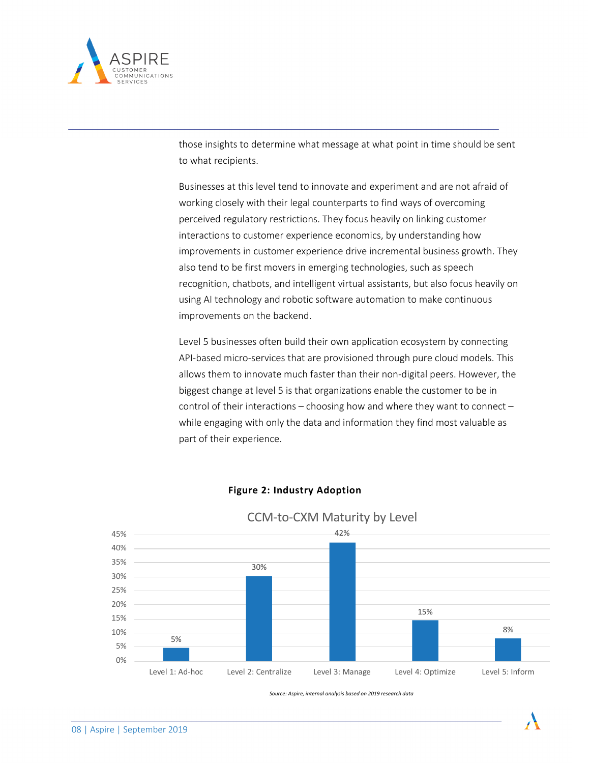those insights to determine what message at what point in time should be sent to what recipients.

Businesses at this level tend to innovate and experiment and are not afraid of working closely with their legal counterparts to find ways of overcoming perceived regulatory restrictions. They focus heavily on linking customer interactions to customer experience economics, by understanding how improvements in customer experience drive incremental business growth. They also tend to be first movers in emerging technologies, such as speech recognition, chatbots, and intelligent virtual assistants, but also focus heavily on using AI technology and robotic software automation to make continuous improvements on the backend.

Level 5 businesses often build their own application ecosystem by connecting API-based micro-services that are provisioned through pure cloud models. This allows them to innovate much faster than their non-digital peers. However, the biggest change at level 5 is that organizations enable the customer to be in control of their interactions – choosing how and where they want to connect – while engaging with only the data and information they find most valuable as part of their experience.

**Figure 2: Industry Adoption**

CCM-to-CXM Maturity by Level

| Level | Percentage |
|---|---|
| Level 1: Ad-hoc | 5% |
| Level 2: Centralize | 30% |
| Level 3: Manage | 42% |
| Level 4: Optimize | 15% |
| Level 5: Inform | 8% |

*Source: Aspire, internal analysis based on 2019 research data*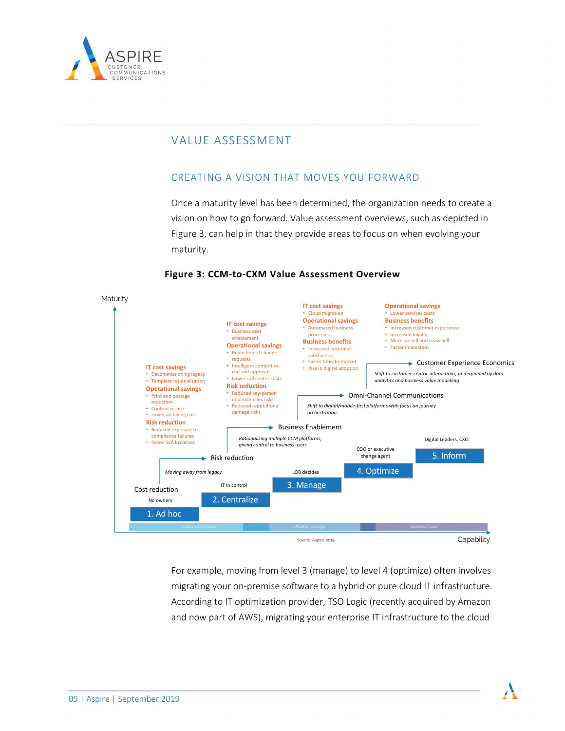## VALUE ASSESSMENT

### CREATING A VISION THAT MOVES YOU FORWARD

Once a maturity level has been determined, the organization needs to create a vision on how to go forward. Value assessment overviews, such as depicted in Figure 3, can help in that they provide areas to focus on when evolving your maturity.

**Figure 3: CCM-to-CXM Value Assessment Overview**

Maturity

**IT cost savings**
- Decommissioning legacy
- Template rationalization

**Operational savings**
- Print and postage reduction
- Content re-use
- Lower archiving cost

**Risk reduction**
- Reduced exposure to compliance failures
- Fewer SLA breaches

**IT cost savings**
- Business user enablement

**Operational savings**
- Reduction of change requests
- Intelligent content re-use and approval
- Lower call center costs

**Risk reduction**
- Reduced key-person dependencies risks
- Reduced reputational damage risks

**IT cost savings**
- Cloud migration

**Operational savings**
- Automated business processes

**Business benefits**
- Increased customer satisfaction
- Faster time-to-market
- Rise in digital adoption

**Operational savings**
- Lower services costs

**Business benefits**
- Increased customer experience
- Increased loyalty
- More up-sell and cross-sell
- Faster innovation

Cost reduction

Risk reduction — *Moving away from legacy*

Business Enablement — *Rationalizing multiple CCM platforms, giving control to business users*

Omni-Channel Communications — *Shift to digital/mobile-first platforms with focus on journey orchestration*

Customer Experience Economics — *Shift to customer-centric interactions, underpinned by data analytics and business value modelling*

1. Ad hoc — No owners
2. Centralize — IT in control
3. Manage — LOB decides
4. Optimize — COO or executive change agent
5. Inform — Digital Leaders, CXO

Cost & Compliance | Efficiency Savings | Business Value

Capability

Source: Aspire, 2019

For example, moving from level 3 (manage) to level 4 (optimize) often involves migrating your on-premise software to a hybrid or pure cloud IT infrastructure. According to IT optimization provider, TSO Logic (recently acquired by Amazon and now part of AWS), migrating your enterprise IT infrastructure to the cloud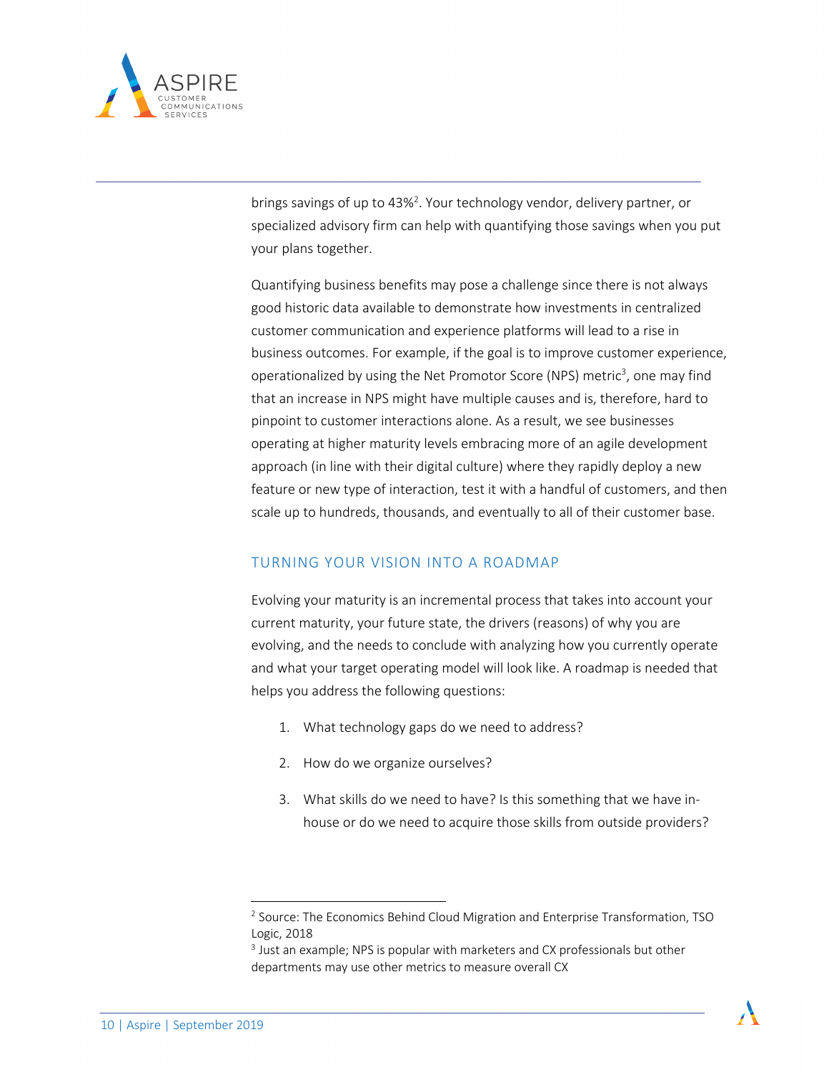brings savings of up to 43%[2]. Your technology vendor, delivery partner, or specialized advisory firm can help with quantifying those savings when you put your plans together.

Quantifying business benefits may pose a challenge since there is not always good historic data available to demonstrate how investments in centralized customer communication and experience platforms will lead to a rise in business outcomes. For example, if the goal is to improve customer experience, operationalized by using the Net Promotor Score (NPS) metric[3], one may find that an increase in NPS might have multiple causes and is, therefore, hard to pinpoint to customer interactions alone. As a result, we see businesses operating at higher maturity levels embracing more of an agile development approach (in line with their digital culture) where they rapidly deploy a new feature or new type of interaction, test it with a handful of customers, and then scale up to hundreds, thousands, and eventually to all of their customer base.

## TURNING YOUR VISION INTO A ROADMAP

Evolving your maturity is an incremental process that takes into account your current maturity, your future state, the drivers (reasons) of why you are evolving, and the needs to conclude with analyzing how you currently operate and what your target operating model will look like. A roadmap is needed that helps you address the following questions:

1. What technology gaps do we need to address?
2. How do we organize ourselves?
3. What skills do we need to have? Is this something that we have in-house or do we need to acquire those skills from outside providers?

---

[2] Source: The Economics Behind Cloud Migration and Enterprise Transformation, TSO Logic, 2018

[3] Just an example; NPS is popular with marketers and CX professionals but other departments may use other metrics to measure overall CX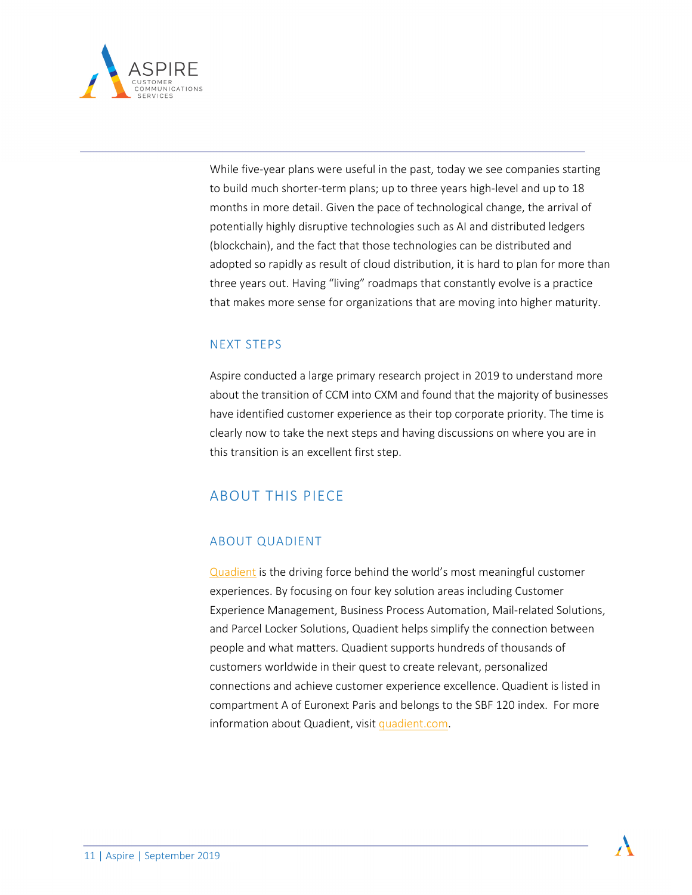While five-year plans were useful in the past, today we see companies starting to build much shorter-term plans; up to three years high-level and up to 18 months in more detail. Given the pace of technological change, the arrival of potentially highly disruptive technologies such as AI and distributed ledgers (blockchain), and the fact that those technologies can be distributed and adopted so rapidly as result of cloud distribution, it is hard to plan for more than three years out. Having "living" roadmaps that constantly evolve is a practice that makes more sense for organizations that are moving into higher maturity.

### NEXT STEPS

Aspire conducted a large primary research project in 2019 to understand more about the transition of CCM into CXM and found that the majority of businesses have identified customer experience as their top corporate priority. The time is clearly now to take the next steps and having discussions on where you are in this transition is an excellent first step.

## ABOUT THIS PIECE

### ABOUT QUADIENT

Quadient is the driving force behind the world's most meaningful customer experiences. By focusing on four key solution areas including Customer Experience Management, Business Process Automation, Mail-related Solutions, and Parcel Locker Solutions, Quadient helps simplify the connection between people and what matters. Quadient supports hundreds of thousands of customers worldwide in their quest to create relevant, personalized connections and achieve customer experience excellence. Quadient is listed in compartment A of Euronext Paris and belongs to the SBF 120 index. For more information about Quadient, visit quadient.com.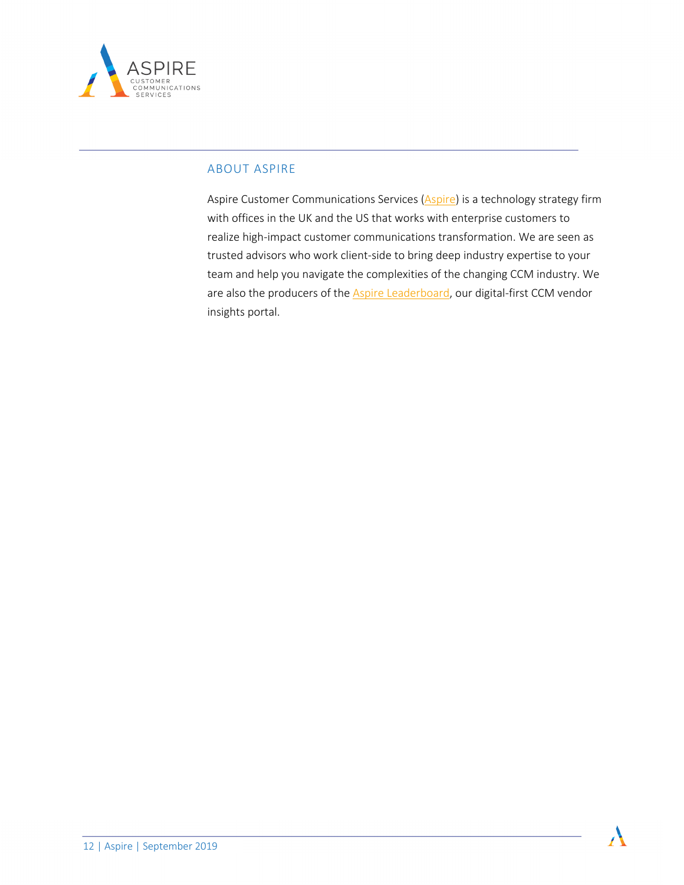## ABOUT ASPIRE

Aspire Customer Communications Services (Aspire) is a technology strategy firm with offices in the UK and the US that works with enterprise customers to realize high-impact customer communications transformation. We are seen as trusted advisors who work client-side to bring deep industry expertise to your team and help you navigate the complexities of the changing CCM industry. We are also the producers of the Aspire Leaderboard, our digital-first CCM vendor insights portal.